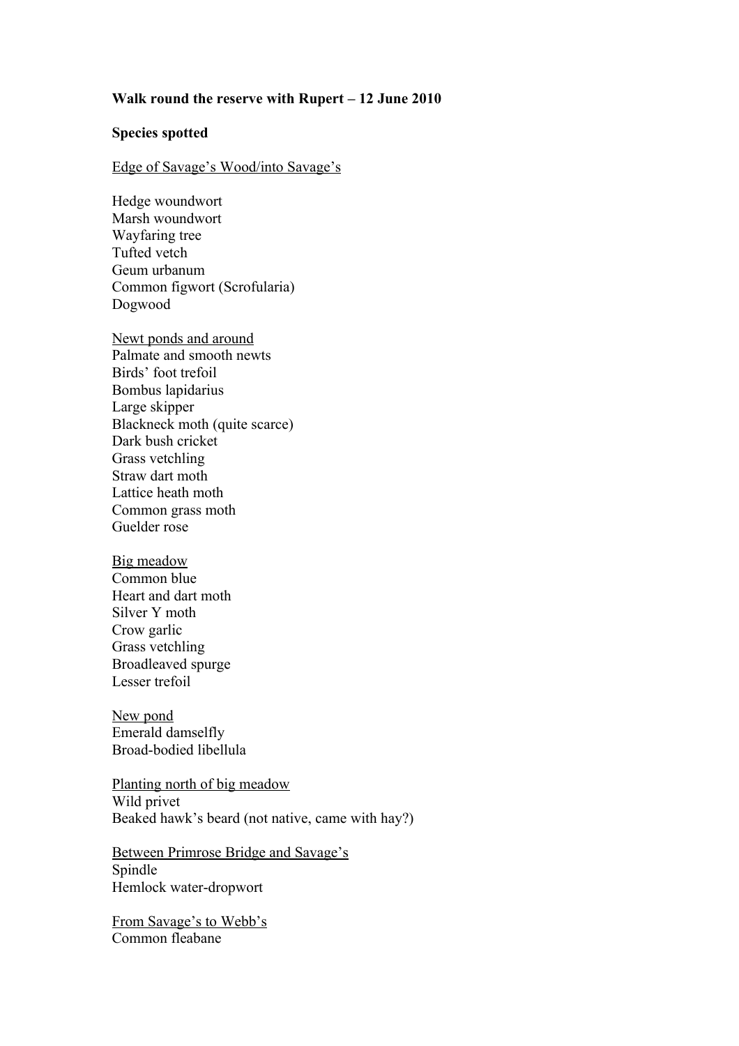**Walk round the reserve with Rupert – 12 June 2010**

**Species spotted**

<u>Edge of Savage's Wood/into Savage's</u>

Hedge woundwort
Marsh woundwort
Wayfaring tree
Tufted vetch
Geum urbanum
Common figwort (Scrofularia)
Dogwood

<u>Newt ponds and around</u>
Palmate and smooth newts
Birds' foot trefoil
Bombus lapidarius
Large skipper
Blackneck moth (quite scarce)
Dark bush cricket
Grass vetchling
Straw dart moth
Lattice heath moth
Common grass moth
Guelder rose

<u>Big meadow</u>
Common blue
Heart and dart moth
Silver Y moth
Crow garlic
Grass vetchling
Broadleaved spurge
Lesser trefoil

<u>New pond</u>
Emerald damselfly
Broad-bodied libellula

<u>Planting north of big meadow</u>
Wild privet
Beaked hawk's beard (not native, came with hay?)

<u>Between Primrose Bridge and Savage's</u>
Spindle
Hemlock water-dropwort

<u>From Savage's to Webb's</u>
Common fleabane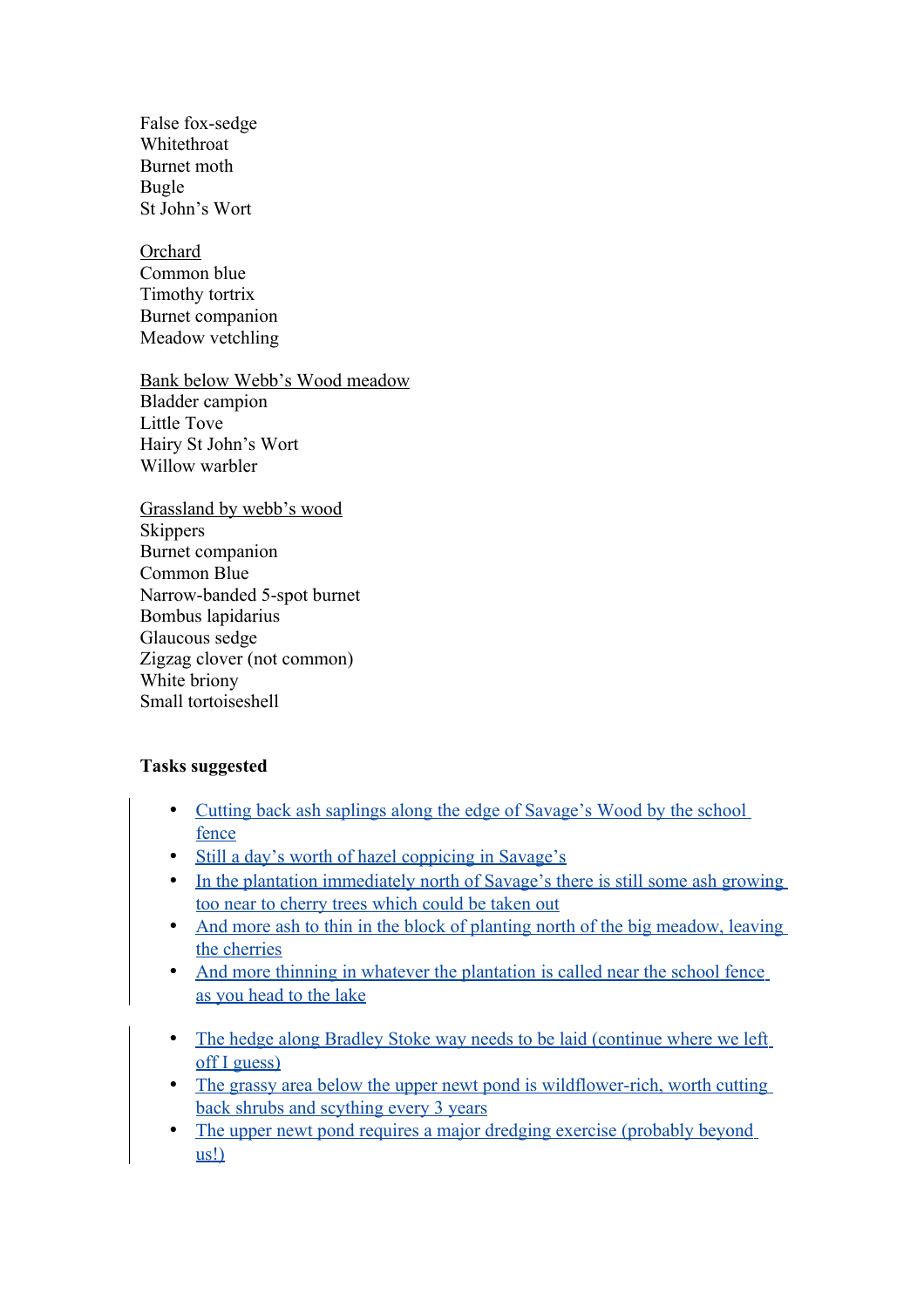False fox-sedge
Whitethroat
Burnet moth
Bugle
St John's Wort

Orchard
Common blue
Timothy tortrix
Burnet companion
Meadow vetchling

Bank below Webb's Wood meadow
Bladder campion
Little Tove
Hairy St John's Wort
Willow warbler

Grassland by webb's wood
Skippers
Burnet companion
Common Blue
Narrow-banded 5-spot burnet
Bombus lapidarius
Glaucous sedge
Zigzag clover (not common)
White briony
Small tortoiseshell

**Tasks suggested**

- Cutting back ash saplings along the edge of Savage's Wood by the school fence
- Still a day's worth of hazel coppicing in Savage's
- In the plantation immediately north of Savage's there is still some ash growing too near to cherry trees which could be taken out
- And more ash to thin in the block of planting north of the big meadow, leaving the cherries
- And more thinning in whatever the plantation is called near the school fence as you head to the lake

- The hedge along Bradley Stoke way needs to be laid (continue where we left off I guess)
- The grassy area below the upper newt pond is wildflower-rich, worth cutting back shrubs and scything every 3 years
- The upper newt pond requires a major dredging exercise (probably beyond us!)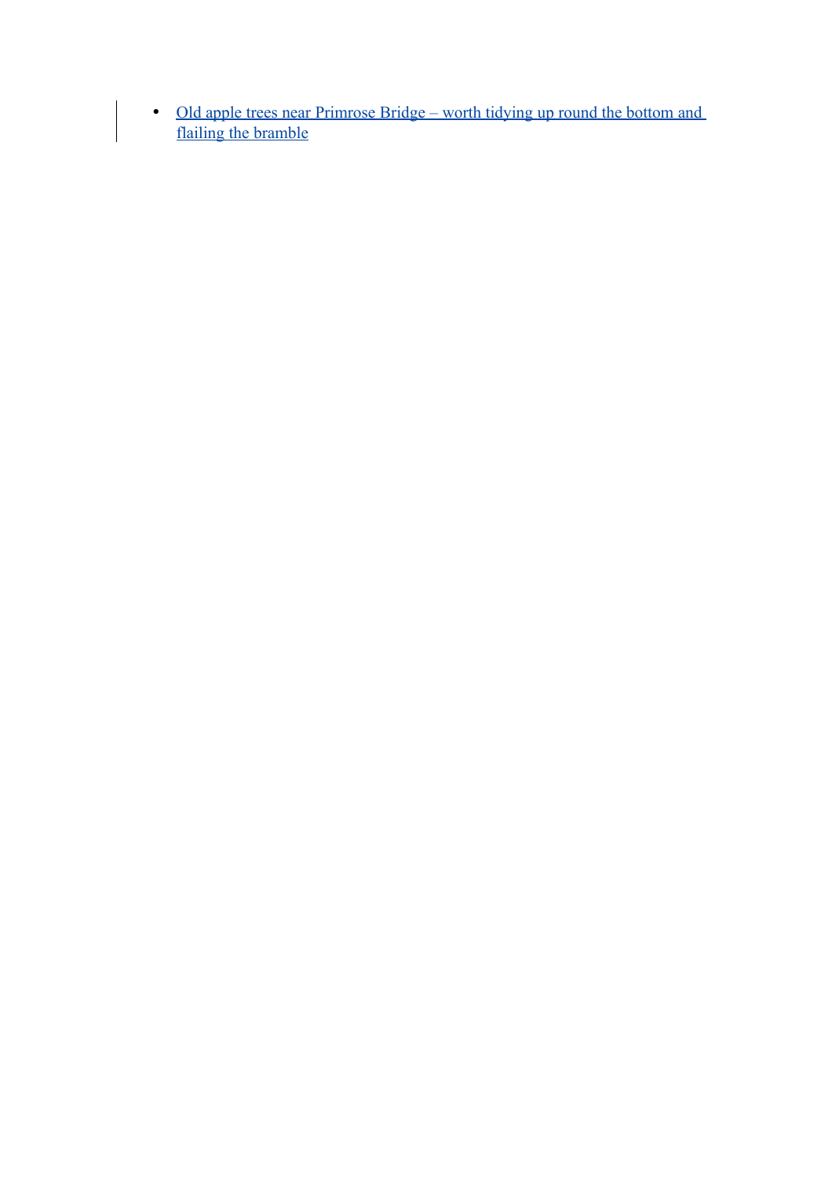- Old apple trees near Primrose Bridge – worth tidying up round the bottom and flailing the bramble